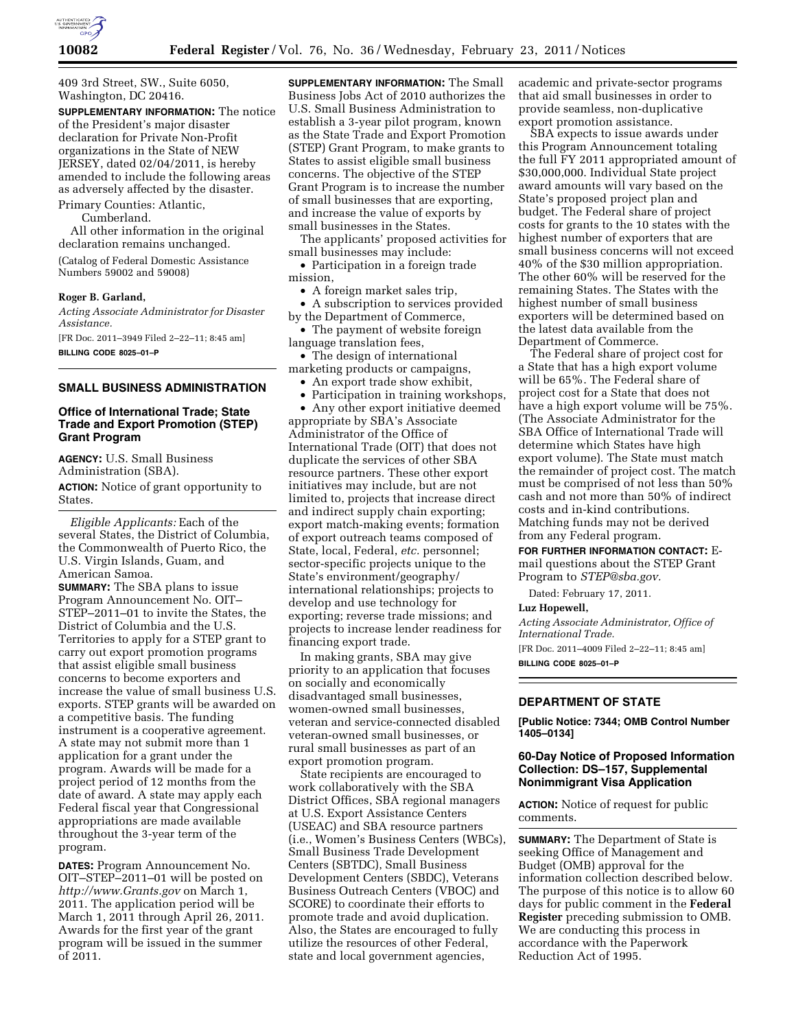409 3rd Street, SW., Suite 6050, Washington, DC 20416.

**SUPPLEMENTARY INFORMATION:** The notice of the President's major disaster declaration for Private Non-Profit organizations in the State of NEW JERSEY, dated 02/04/2011, is hereby amended to include the following areas as adversely affected by the disaster.

Primary Counties: Atlantic, Cumberland.

All other information in the original declaration remains unchanged.

(Catalog of Federal Domestic Assistance Numbers 59002 and 59008)

**Roger B. Garland,**

*Acting Associate Administrator for Disaster Assistance.*

[FR Doc. 2011–3949 Filed 2–22–11; 8:45 am]

**BILLING CODE 8025–01–P**

## SMALL BUSINESS ADMINISTRATION

### Office of International Trade; State Trade and Export Promotion (STEP) Grant Program

**AGENCY:** U.S. Small Business Administration (SBA).

**ACTION:** Notice of grant opportunity to States.

*Eligible Applicants:* Each of the several States, the District of Columbia, the Commonwealth of Puerto Rico, the U.S. Virgin Islands, Guam, and American Samoa.

**SUMMARY:** The SBA plans to issue Program Announcement No. OIT–STEP–2011–01 to invite the States, the District of Columbia and the U.S. Territories to apply for a STEP grant to carry out export promotion programs that assist eligible small business concerns to become exporters and increase the value of small business U.S. exports. STEP grants will be awarded on a competitive basis. The funding instrument is a cooperative agreement. A state may not submit more than 1 application for a grant under the program. Awards will be made for a project period of 12 months from the date of award. A state may apply each Federal fiscal year that Congressional appropriations are made available throughout the 3-year term of the program.

**DATES:** Program Announcement No. OIT–STEP–2011–01 will be posted on *http://www.Grants.gov* on March 1, 2011. The application period will be March 1, 2011 through April 26, 2011. Awards for the first year of the grant program will be issued in the summer of 2011.

**SUPPLEMENTARY INFORMATION:** The Small Business Jobs Act of 2010 authorizes the U.S. Small Business Administration to establish a 3-year pilot program, known as the State Trade and Export Promotion (STEP) Grant Program, to make grants to States to assist eligible small business concerns. The objective of the STEP Grant Program is to increase the number of small businesses that are exporting, and increase the value of exports by small businesses in the States.

The applicants' proposed activities for small businesses may include:

- Participation in a foreign trade mission,
- A foreign market sales trip,
- A subscription to services provided by the Department of Commerce,
- The payment of website foreign language translation fees,
- The design of international marketing products or campaigns,
- An export trade show exhibit,
- Participation in training workshops,
- Any other export initiative deemed appropriate by SBA's Associate Administrator of the Office of International Trade (OIT) that does not duplicate the services of other SBA resource partners. These other export initiatives may include, but are not limited to, projects that increase direct and indirect supply chain exporting; export match-making events; formation of export outreach teams composed of State, local, Federal, *etc.* personnel; sector-specific projects unique to the State's environment/geography/international relationships; projects to develop and use technology for exporting; reverse trade missions; and projects to increase lender readiness for financing export trade.

In making grants, SBA may give priority to an application that focuses on socially and economically disadvantaged small businesses, women-owned small businesses, veteran and service-connected disabled veteran-owned small businesses, or rural small businesses as part of an export promotion program.

State recipients are encouraged to work collaboratively with the SBA District Offices, SBA regional managers at U.S. Export Assistance Centers (USEAC) and SBA resource partners (i.e., Women's Business Centers (WBCs), Small Business Trade Development Centers (SBTDC), Small Business Development Centers (SBDC), Veterans Business Outreach Centers (VBOC) and SCORE) to coordinate their efforts to promote trade and avoid duplication. Also, the States are encouraged to fully utilize the resources of other Federal, state and local government agencies, academic and private-sector programs that aid small businesses in order to provide seamless, non-duplicative export promotion assistance.

SBA expects to issue awards under this Program Announcement totaling the full FY 2011 appropriated amount of $30,000,000. Individual State project award amounts will vary based on the State's proposed project plan and budget. The Federal share of project costs for grants to the 10 states with the highest number of exporters that are small business concerns will not exceed 40% of the $30 million appropriation. The other 60% will be reserved for the remaining States. The States with the highest number of small business exporters will be determined based on the latest data available from the Department of Commerce.

The Federal share of project cost for a State that has a high export volume will be 65%. The Federal share of project cost for a State that does not have a high export volume will be 75%. (The Associate Administrator for the SBA Office of International Trade will determine which States have high export volume). The State must match the remainder of project cost. The match must be comprised of not less than 50% cash and not more than 50% of indirect costs and in-kind contributions. Matching funds may not be derived from any Federal program.

**FOR FURTHER INFORMATION CONTACT:** E-mail questions about the STEP Grant Program to *STEP@sba.gov*.

Dated: February 17, 2011.

**Luz Hopewell,**

*Acting Associate Administrator, Office of International Trade.*

[FR Doc. 2011–4009 Filed 2–22–11; 8:45 am]

**BILLING CODE 8025–01–P**

## DEPARTMENT OF STATE

**[Public Notice: 7344; OMB Control Number 1405–0134]**

### 60-Day Notice of Proposed Information Collection: DS–157, Supplemental Nonimmigrant Visa Application

**ACTION:** Notice of request for public comments.

**SUMMARY:** The Department of State is seeking Office of Management and Budget (OMB) approval for the information collection described below. The purpose of this notice is to allow 60 days for public comment in the **Federal Register** preceding submission to OMB. We are conducting this process in accordance with the Paperwork Reduction Act of 1995.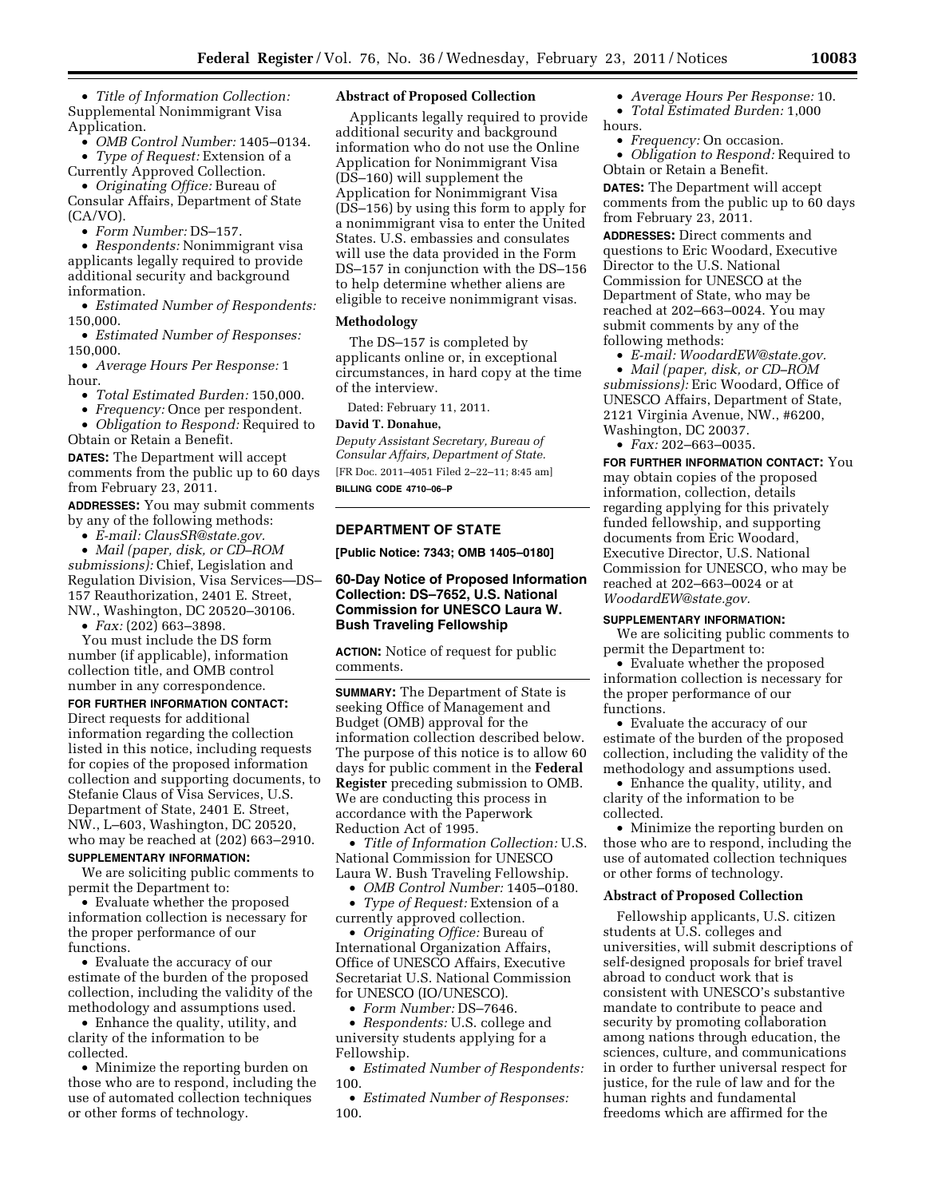- *Title of Information Collection:* Supplemental Nonimmigrant Visa Application.
- *OMB Control Number:* 1405–0134.
- *Type of Request:* Extension of a Currently Approved Collection.
- *Originating Office:* Bureau of Consular Affairs, Department of State (CA/VO).
- *Form Number:* DS–157.
- *Respondents:* Nonimmigrant visa applicants legally required to provide additional security and background information.
- *Estimated Number of Respondents:* 150,000.
- *Estimated Number of Responses:* 150,000.
- *Average Hours Per Response:* 1 hour.
- *Total Estimated Burden:* 150,000.
- *Frequency:* Once per respondent.
- *Obligation to Respond:* Required to Obtain or Retain a Benefit.

**DATES:** The Department will accept comments from the public up to 60 days from February 23, 2011.

**ADDRESSES:** You may submit comments by any of the following methods:

- *E-mail: ClausSR@state.gov.*
- *Mail (paper, disk, or CD–ROM submissions):* Chief, Legislation and Regulation Division, Visa Services—DS–157 Reauthorization, 2401 E. Street, NW., Washington, DC 20520–30106.
- *Fax:* (202) 663–3898.

You must include the DS form number (if applicable), information collection title, and OMB control number in any correspondence.

**FOR FURTHER INFORMATION CONTACT:** Direct requests for additional information regarding the collection listed in this notice, including requests for copies of the proposed information collection and supporting documents, to Stefanie Claus of Visa Services, U.S. Department of State, 2401 E. Street, NW., L–603, Washington, DC 20520, who may be reached at (202) 663–2910.

**SUPPLEMENTARY INFORMATION:**

We are soliciting public comments to permit the Department to:

- Evaluate whether the proposed information collection is necessary for the proper performance of our functions.
- Evaluate the accuracy of our estimate of the burden of the proposed collection, including the validity of the methodology and assumptions used.
- Enhance the quality, utility, and clarity of the information to be collected.
- Minimize the reporting burden on those who are to respond, including the use of automated collection techniques or other forms of technology.

**Abstract of Proposed Collection**

Applicants legally required to provide additional security and background information who do not use the Online Application for Nonimmigrant Visa (DS–160) will supplement the Application for Nonimmigrant Visa (DS–156) by using this form to apply for a nonimmigrant visa to enter the United States. U.S. embassies and consulates will use the data provided in the Form DS–157 in conjunction with the DS–156 to help determine whether aliens are eligible to receive nonimmigrant visas.

**Methodology**

The DS–157 is completed by applicants online or, in exceptional circumstances, in hard copy at the time of the interview.

Dated: February 11, 2011.

**David T. Donahue,**

*Deputy Assistant Secretary, Bureau of Consular Affairs, Department of State.*

[FR Doc. 2011–4051 Filed 2–22–11; 8:45 am]

**BILLING CODE 4710–06–P**

## DEPARTMENT OF STATE

**[Public Notice: 7343; OMB 1405–0180]**

### 60-Day Notice of Proposed Information Collection: DS–7652, U.S. National Commission for UNESCO Laura W. Bush Traveling Fellowship

**ACTION:** Notice of request for public comments.

**SUMMARY:** The Department of State is seeking Office of Management and Budget (OMB) approval for the information collection described below. The purpose of this notice is to allow 60 days for public comment in the **Federal Register** preceding submission to OMB. We are conducting this process in accordance with the Paperwork Reduction Act of 1995.

- *Title of Information Collection:* U.S. National Commission for UNESCO Laura W. Bush Traveling Fellowship.
- *OMB Control Number:* 1405–0180.
- *Type of Request:* Extension of a currently approved collection.
- *Originating Office:* Bureau of International Organization Affairs, Office of UNESCO Affairs, Executive Secretariat U.S. National Commission for UNESCO (IO/UNESCO).
- *Form Number:* DS–7646.
- *Respondents:* U.S. college and university students applying for a Fellowship.
- *Estimated Number of Respondents:* 100.
- *Estimated Number of Responses:* 100.
- *Average Hours Per Response:* 10.
- *Total Estimated Burden:* 1,000 hours.
- *Frequency:* On occasion.
- *Obligation to Respond:* Required to Obtain or Retain a Benefit.

**DATES:** The Department will accept comments from the public up to 60 days from February 23, 2011.

**ADDRESSES:** Direct comments and questions to Eric Woodard, Executive Director to the U.S. National Commission for UNESCO at the Department of State, who may be reached at 202–663–0024. You may submit comments by any of the following methods:

- *E-mail: WoodardEW@state.gov.*
- *Mail (paper, disk, or CD–ROM submissions):* Eric Woodard, Office of UNESCO Affairs, Department of State, 2121 Virginia Avenue, NW., #6200, Washington, DC 20037.
- *Fax:* 202–663–0035.

**FOR FURTHER INFORMATION CONTACT:** You may obtain copies of the proposed information, collection, details regarding applying for this privately funded fellowship, and supporting documents from Eric Woodard, Executive Director, U.S. National Commission for UNESCO, who may be reached at 202–663–0024 or at *WoodardEW@state.gov*.

**SUPPLEMENTARY INFORMATION:**

We are soliciting public comments to permit the Department to:

- Evaluate whether the proposed information collection is necessary for the proper performance of our functions.
- Evaluate the accuracy of our estimate of the burden of the proposed collection, including the validity of the methodology and assumptions used.
- Enhance the quality, utility, and clarity of the information to be collected.
- Minimize the reporting burden on those who are to respond, including the use of automated collection techniques or other forms of technology.

**Abstract of Proposed Collection**

Fellowship applicants, U.S. citizen students at U.S. colleges and universities, will submit descriptions of self-designed proposals for brief travel abroad to conduct work that is consistent with UNESCO's substantive mandate to contribute to peace and security by promoting collaboration among nations through education, the sciences, culture, and communications in order to further universal respect for justice, for the rule of law and for the human rights and fundamental freedoms which are affirmed for the